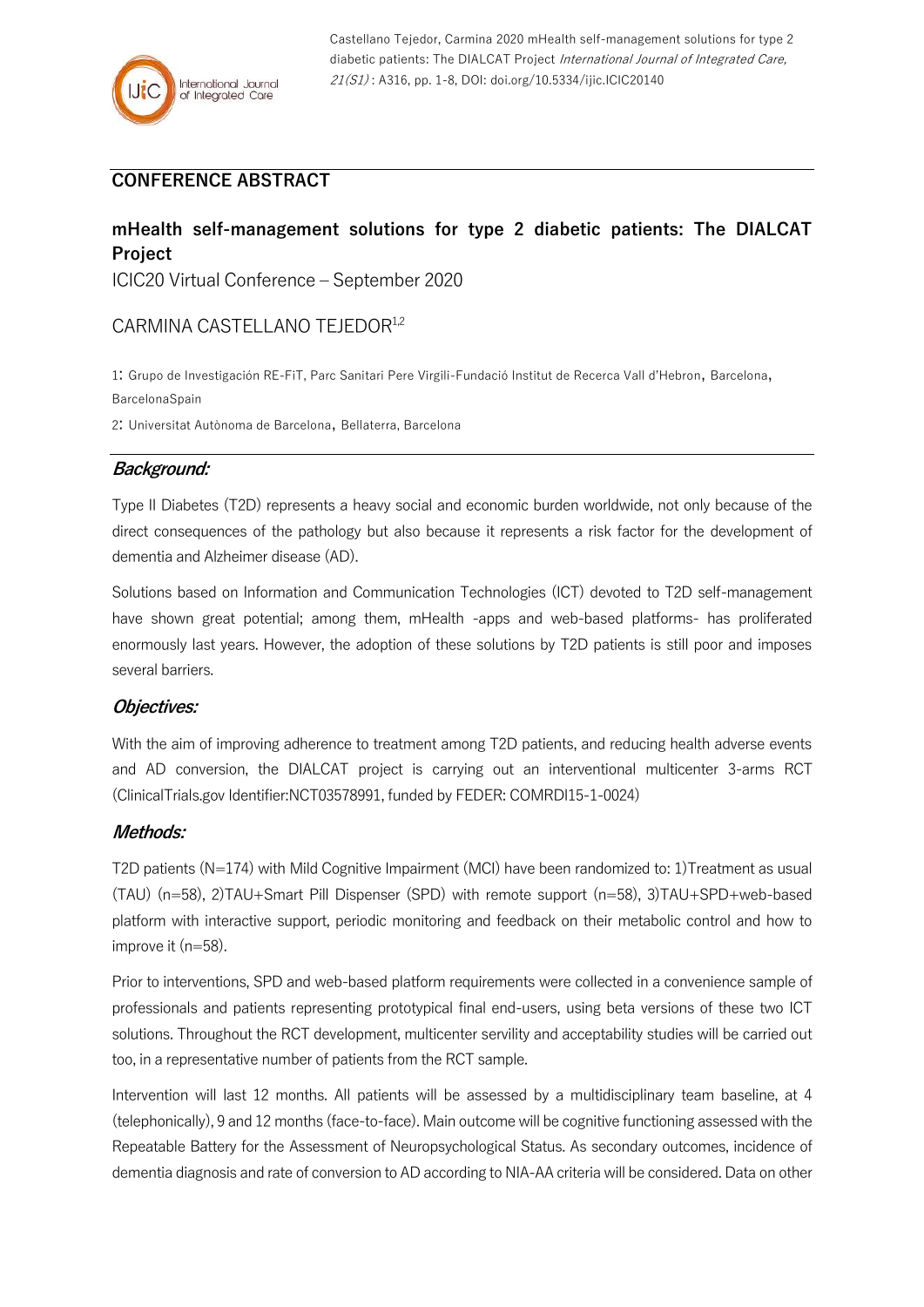Castellano Tejedor, Carmina 2020 mHealth self-management solutions for type 2 diabetic patients: The DIALCAT Project *International Journal of Integrated Care, 21(S1)* : A316, pp. 1-8, DOI: doi.org/10.5334/ijic.ICIC20140

## CONFERENCE ABSTRACT

# mHealth self-management solutions for type 2 diabetic patients: The DIALCAT Project

ICIC20 Virtual Conference – September 2020

CARMINA CASTELLANO TEJEDOR[1,2]

1: Grupo de Investigación RE-FiT, Parc Sanitari Pere Virgili-Fundació Institut de Recerca Vall d'Hebron, Barcelona, BarcelonaSpain

2: Universitat Autònoma de Barcelona, Bellaterra, Barcelona

### *Background:*

Type II Diabetes (T2D) represents a heavy social and economic burden worldwide, not only because of the direct consequences of the pathology but also because it represents a risk factor for the development of dementia and Alzheimer disease (AD).

Solutions based on Information and Communication Technologies (ICT) devoted to T2D self-management have shown great potential; among them, mHealth -apps and web-based platforms- has proliferated enormously last years. However, the adoption of these solutions by T2D patients is still poor and imposes several barriers.

### *Objectives:*

With the aim of improving adherence to treatment among T2D patients, and reducing health adverse events and AD conversion, the DIALCAT project is carrying out an interventional multicenter 3-arms RCT (ClinicalTrials.gov Identifier:NCT03578991, funded by FEDER: COMRDI15-1-0024)

### *Methods:*

T2D patients (N=174) with Mild Cognitive Impairment (MCI) have been randomized to: 1)Treatment as usual (TAU) (n=58), 2)TAU+Smart Pill Dispenser (SPD) with remote support (n=58), 3)TAU+SPD+web-based platform with interactive support, periodic monitoring and feedback on their metabolic control and how to improve it (n=58).

Prior to interventions, SPD and web-based platform requirements were collected in a convenience sample of professionals and patients representing prototypical final end-users, using beta versions of these two ICT solutions. Throughout the RCT development, multicenter servility and acceptability studies will be carried out too, in a representative number of patients from the RCT sample.

Intervention will last 12 months. All patients will be assessed by a multidisciplinary team baseline, at 4 (telephonically), 9 and 12 months (face-to-face). Main outcome will be cognitive functioning assessed with the Repeatable Battery for the Assessment of Neuropsychological Status. As secondary outcomes, incidence of dementia diagnosis and rate of conversion to AD according to NIA-AA criteria will be considered. Data on other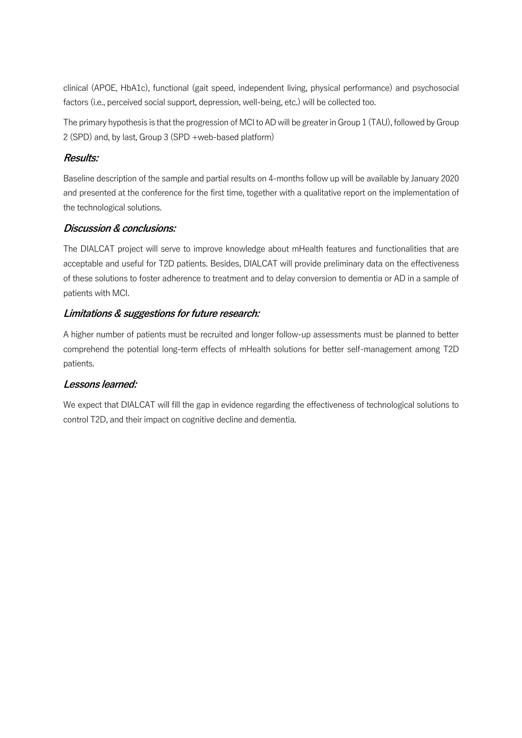clinical (APOE, HbA1c), functional (gait speed, independent living, physical performance) and psychosocial factors (i.e., perceived social support, depression, well-being, etc.) will be collected too.

The primary hypothesis is that the progression of MCI to AD will be greater in Group 1 (TAU), followed by Group 2 (SPD) and, by last, Group 3 (SPD +web-based platform)

### *Results:*

Baseline description of the sample and partial results on 4-months follow up will be available by January 2020 and presented at the conference for the first time, together with a qualitative report on the implementation of the technological solutions.

### *Discussion & conclusions:*

The DIALCAT project will serve to improve knowledge about mHealth features and functionalities that are acceptable and useful for T2D patients. Besides, DIALCAT will provide preliminary data on the effectiveness of these solutions to foster adherence to treatment and to delay conversion to dementia or AD in a sample of patients with MCI.

### *Limitations & suggestions for future research:*

A higher number of patients must be recruited and longer follow-up assessments must be planned to better comprehend the potential long-term effects of mHealth solutions for better self-management among T2D patients.

### *Lessons learned:*

We expect that DIALCAT will fill the gap in evidence regarding the effectiveness of technological solutions to control T2D, and their impact on cognitive decline and dementia.